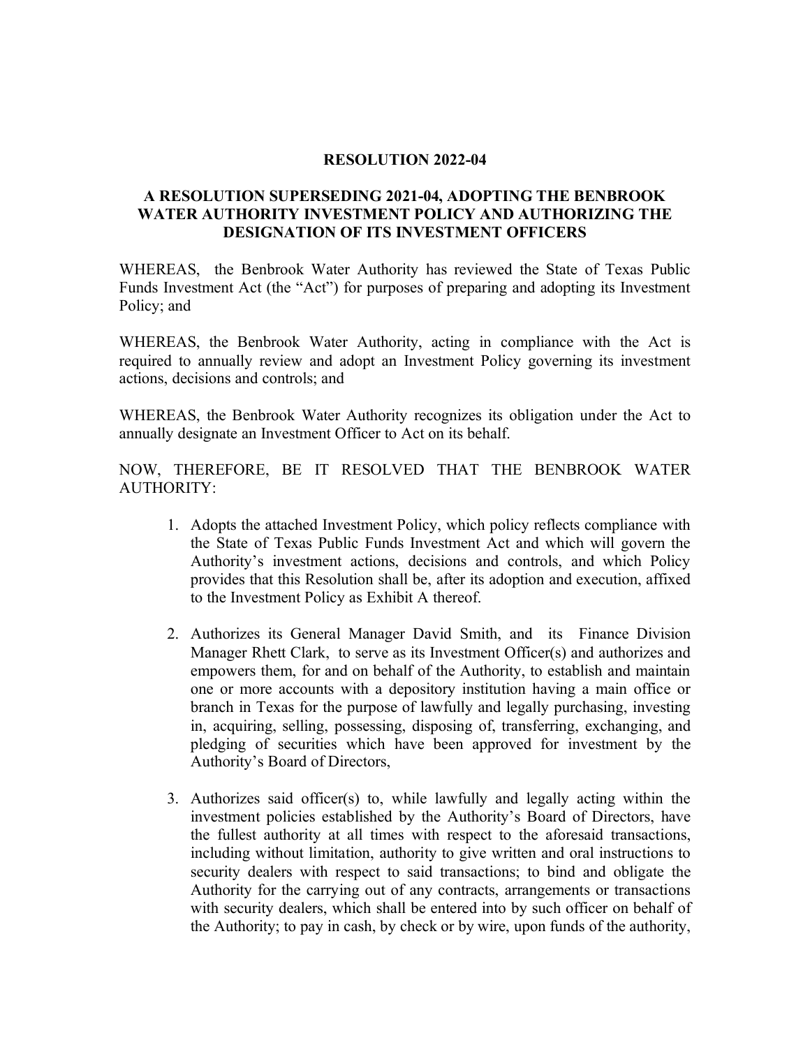**RESOLUTION 2022-04**

**A RESOLUTION SUPERSEDING 2021-04, ADOPTING THE BENBROOK WATER AUTHORITY INVESTMENT POLICY AND AUTHORIZING THE DESIGNATION OF ITS INVESTMENT OFFICERS**

WHEREAS, the Benbrook Water Authority has reviewed the State of Texas Public Funds Investment Act (the "Act") for purposes of preparing and adopting its Investment Policy; and

WHEREAS, the Benbrook Water Authority, acting in compliance with the Act is required to annually review and adopt an Investment Policy governing its investment actions, decisions and controls; and

WHEREAS, the Benbrook Water Authority recognizes its obligation under the Act to annually designate an Investment Officer to Act on its behalf.

NOW, THEREFORE, BE IT RESOLVED THAT THE BENBROOK WATER AUTHORITY:

1. Adopts the attached Investment Policy, which policy reflects compliance with the State of Texas Public Funds Investment Act and which will govern the Authority's investment actions, decisions and controls, and which Policy provides that this Resolution shall be, after its adoption and execution, affixed to the Investment Policy as Exhibit A thereof.

2. Authorizes its General Manager David Smith, and its Finance Division Manager Rhett Clark, to serve as its Investment Officer(s) and authorizes and empowers them, for and on behalf of the Authority, to establish and maintain one or more accounts with a depository institution having a main office or branch in Texas for the purpose of lawfully and legally purchasing, investing in, acquiring, selling, possessing, disposing of, transferring, exchanging, and pledging of securities which have been approved for investment by the Authority's Board of Directors,

3. Authorizes said officer(s) to, while lawfully and legally acting within the investment policies established by the Authority's Board of Directors, have the fullest authority at all times with respect to the aforesaid transactions, including without limitation, authority to give written and oral instructions to security dealers with respect to said transactions; to bind and obligate the Authority for the carrying out of any contracts, arrangements or transactions with security dealers, which shall be entered into by such officer on behalf of the Authority; to pay in cash, by check or by wire, upon funds of the authority,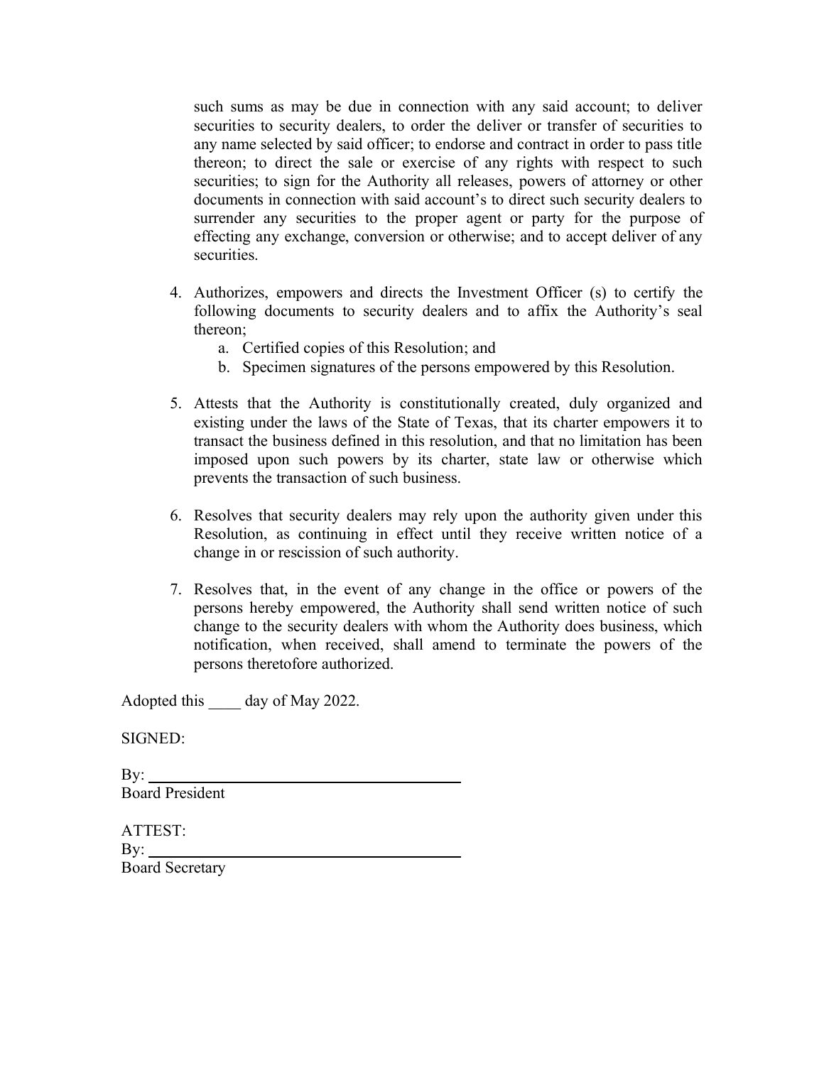such sums as may be due in connection with any said account; to deliver securities to security dealers, to order the deliver or transfer of securities to any name selected by said officer; to endorse and contract in order to pass title thereon; to direct the sale or exercise of any rights with respect to such securities; to sign for the Authority all releases, powers of attorney or other documents in connection with said account's to direct such security dealers to surrender any securities to the proper agent or party for the purpose of effecting any exchange, conversion or otherwise; and to accept deliver of any securities.

4. Authorizes, empowers and directs the Investment Officer (s) to certify the following documents to security dealers and to affix the Authority's seal thereon;
   a. Certified copies of this Resolution; and
   b. Specimen signatures of the persons empowered by this Resolution.

5. Attests that the Authority is constitutionally created, duly organized and existing under the laws of the State of Texas, that its charter empowers it to transact the business defined in this resolution, and that no limitation has been imposed upon such powers by its charter, state law or otherwise which prevents the transaction of such business.

6. Resolves that security dealers may rely upon the authority given under this Resolution, as continuing in effect until they receive written notice of a change in or rescission of such authority.

7. Resolves that, in the event of any change in the office or powers of the persons hereby empowered, the Authority shall send written notice of such change to the security dealers with whom the Authority does business, which notification, when received, shall amend to terminate the powers of the persons theretofore authorized.

Adopted this ____ day of May 2022.

SIGNED:

By: ________________________________________
Board President

ATTEST:
By: ________________________________________
Board Secretary